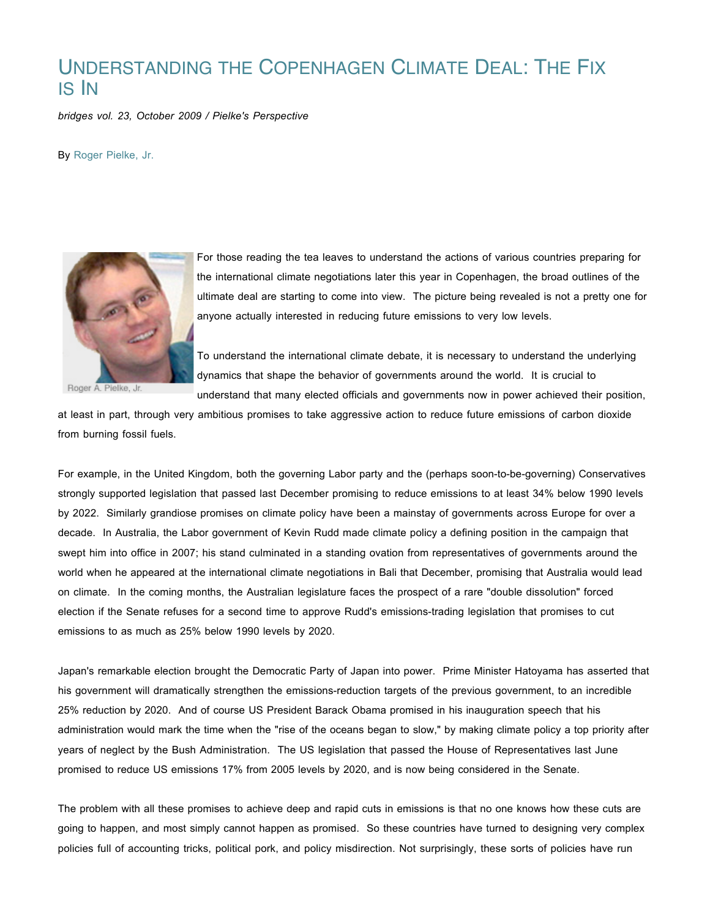# Understanding the Copenhagen Climate Deal: The Fix is In

*bridges vol. 23, October 2009 / Pielke's Perspective*

By Roger Pielke, Jr.

Roger A. Pielke, Jr.

For those reading the tea leaves to understand the actions of various countries preparing for the international climate negotiations later this year in Copenhagen, the broad outlines of the ultimate deal are starting to come into view. The picture being revealed is not a pretty one for anyone actually interested in reducing future emissions to very low levels.

To understand the international climate debate, it is necessary to understand the underlying dynamics that shape the behavior of governments around the world. It is crucial to understand that many elected officials and governments now in power achieved their position, at least in part, through very ambitious promises to take aggressive action to reduce future emissions of carbon dioxide from burning fossil fuels.

For example, in the United Kingdom, both the governing Labor party and the (perhaps soon-to-be-governing) Conservatives strongly supported legislation that passed last December promising to reduce emissions to at least 34% below 1990 levels by 2022. Similarly grandiose promises on climate policy have been a mainstay of governments across Europe for over a decade. In Australia, the Labor government of Kevin Rudd made climate policy a defining position in the campaign that swept him into office in 2007; his stand culminated in a standing ovation from representatives of governments around the world when he appeared at the international climate negotiations in Bali that December, promising that Australia would lead on climate. In the coming months, the Australian legislature faces the prospect of a rare "double dissolution" forced election if the Senate refuses for a second time to approve Rudd's emissions-trading legislation that promises to cut emissions to as much as 25% below 1990 levels by 2020.

Japan's remarkable election brought the Democratic Party of Japan into power. Prime Minister Hatoyama has asserted that his government will dramatically strengthen the emissions-reduction targets of the previous government, to an incredible 25% reduction by 2020. And of course US President Barack Obama promised in his inauguration speech that his administration would mark the time when the "rise of the oceans began to slow," by making climate policy a top priority after years of neglect by the Bush Administration. The US legislation that passed the House of Representatives last June promised to reduce US emissions 17% from 2005 levels by 2020, and is now being considered in the Senate.

The problem with all these promises to achieve deep and rapid cuts in emissions is that no one knows how these cuts are going to happen, and most simply cannot happen as promised. So these countries have turned to designing very complex policies full of accounting tricks, political pork, and policy misdirection. Not surprisingly, these sorts of policies have run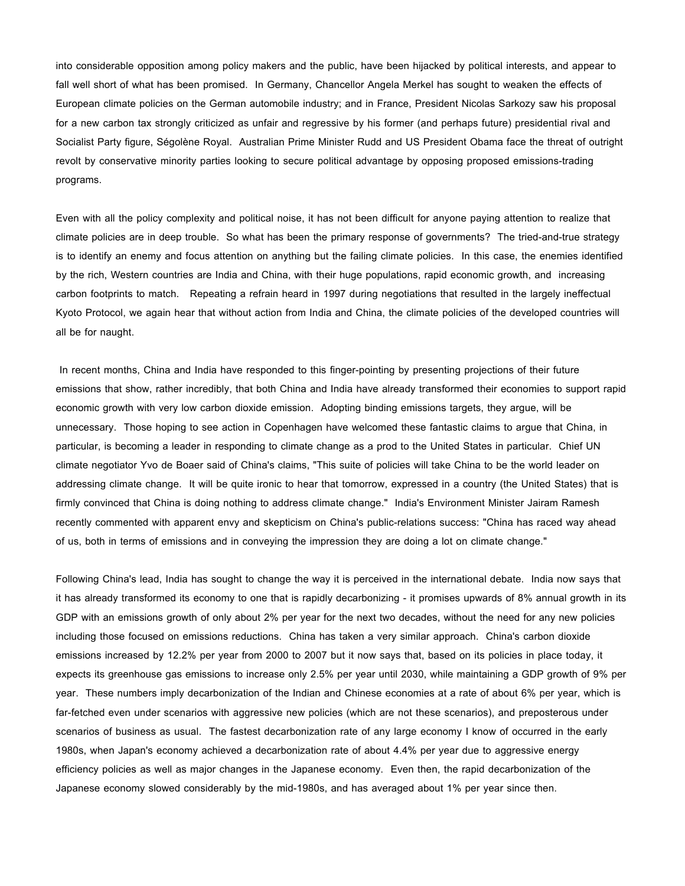into considerable opposition among policy makers and the public, have been hijacked by political interests, and appear to fall well short of what has been promised. In Germany, Chancellor Angela Merkel has sought to weaken the effects of European climate policies on the German automobile industry; and in France, President Nicolas Sarkozy saw his proposal for a new carbon tax strongly criticized as unfair and regressive by his former (and perhaps future) presidential rival and Socialist Party figure, Ségolène Royal. Australian Prime Minister Rudd and US President Obama face the threat of outright revolt by conservative minority parties looking to secure political advantage by opposing proposed emissions-trading programs.

Even with all the policy complexity and political noise, it has not been difficult for anyone paying attention to realize that climate policies are in deep trouble. So what has been the primary response of governments? The tried-and-true strategy is to identify an enemy and focus attention on anything but the failing climate policies. In this case, the enemies identified by the rich, Western countries are India and China, with their huge populations, rapid economic growth, and increasing carbon footprints to match. Repeating a refrain heard in 1997 during negotiations that resulted in the largely ineffectual Kyoto Protocol, we again hear that without action from India and China, the climate policies of the developed countries will all be for naught.

In recent months, China and India have responded to this finger-pointing by presenting projections of their future emissions that show, rather incredibly, that both China and India have already transformed their economies to support rapid economic growth with very low carbon dioxide emission. Adopting binding emissions targets, they argue, will be unnecessary. Those hoping to see action in Copenhagen have welcomed these fantastic claims to argue that China, in particular, is becoming a leader in responding to climate change as a prod to the United States in particular. Chief UN climate negotiator Yvo de Boaer said of China's claims, "This suite of policies will take China to be the world leader on addressing climate change. It will be quite ironic to hear that tomorrow, expressed in a country (the United States) that is firmly convinced that China is doing nothing to address climate change." India's Environment Minister Jairam Ramesh recently commented with apparent envy and skepticism on China's public-relations success: "China has raced way ahead of us, both in terms of emissions and in conveying the impression they are doing a lot on climate change."

Following China's lead, India has sought to change the way it is perceived in the international debate. India now says that it has already transformed its economy to one that is rapidly decarbonizing - it promises upwards of 8% annual growth in its GDP with an emissions growth of only about 2% per year for the next two decades, without the need for any new policies including those focused on emissions reductions. China has taken a very similar approach. China's carbon dioxide emissions increased by 12.2% per year from 2000 to 2007 but it now says that, based on its policies in place today, it expects its greenhouse gas emissions to increase only 2.5% per year until 2030, while maintaining a GDP growth of 9% per year. These numbers imply decarbonization of the Indian and Chinese economies at a rate of about 6% per year, which is far-fetched even under scenarios with aggressive new policies (which are not these scenarios), and preposterous under scenarios of business as usual. The fastest decarbonization rate of any large economy I know of occurred in the early 1980s, when Japan's economy achieved a decarbonization rate of about 4.4% per year due to aggressive energy efficiency policies as well as major changes in the Japanese economy. Even then, the rapid decarbonization of the Japanese economy slowed considerably by the mid-1980s, and has averaged about 1% per year since then.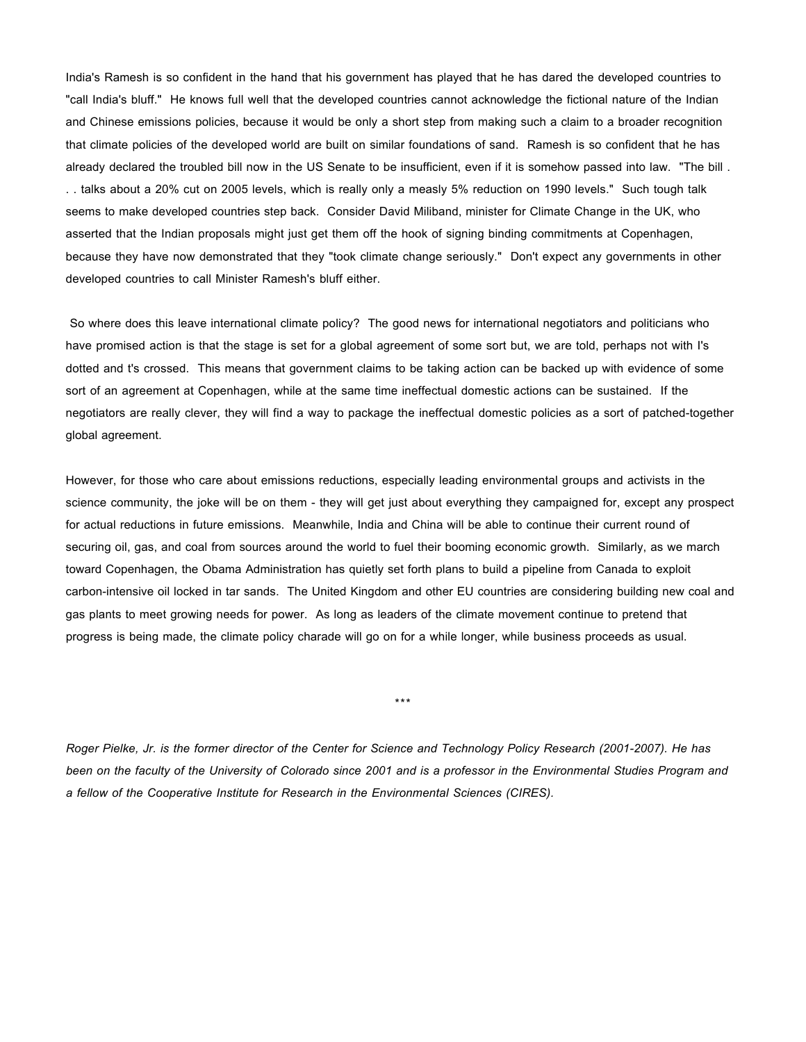India's Ramesh is so confident in the hand that his government has played that he has dared the developed countries to "call India's bluff." He knows full well that the developed countries cannot acknowledge the fictional nature of the Indian and Chinese emissions policies, because it would be only a short step from making such a claim to a broader recognition that climate policies of the developed world are built on similar foundations of sand. Ramesh is so confident that he has already declared the troubled bill now in the US Senate to be insufficient, even if it is somehow passed into law. "The bill . . . talks about a 20% cut on 2005 levels, which is really only a measly 5% reduction on 1990 levels." Such tough talk seems to make developed countries step back. Consider David Miliband, minister for Climate Change in the UK, who asserted that the Indian proposals might just get them off the hook of signing binding commitments at Copenhagen, because they have now demonstrated that they "took climate change seriously." Don't expect any governments in other developed countries to call Minister Ramesh's bluff either.

So where does this leave international climate policy? The good news for international negotiators and politicians who have promised action is that the stage is set for a global agreement of some sort but, we are told, perhaps not with I's dotted and t's crossed. This means that government claims to be taking action can be backed up with evidence of some sort of an agreement at Copenhagen, while at the same time ineffectual domestic actions can be sustained. If the negotiators are really clever, they will find a way to package the ineffectual domestic policies as a sort of patched-together global agreement.

However, for those who care about emissions reductions, especially leading environmental groups and activists in the science community, the joke will be on them - they will get just about everything they campaigned for, except any prospect for actual reductions in future emissions. Meanwhile, India and China will be able to continue their current round of securing oil, gas, and coal from sources around the world to fuel their booming economic growth. Similarly, as we march toward Copenhagen, the Obama Administration has quietly set forth plans to build a pipeline from Canada to exploit carbon-intensive oil locked in tar sands. The United Kingdom and other EU countries are considering building new coal and gas plants to meet growing needs for power. As long as leaders of the climate movement continue to pretend that progress is being made, the climate policy charade will go on for a while longer, while business proceeds as usual.

\*\*\*

*Roger Pielke, Jr. is the former director of the Center for Science and Technology Policy Research (2001-2007). He has been on the faculty of the University of Colorado since 2001 and is a professor in the Environmental Studies Program and a fellow of the Cooperative Institute for Research in the Environmental Sciences (CIRES).*